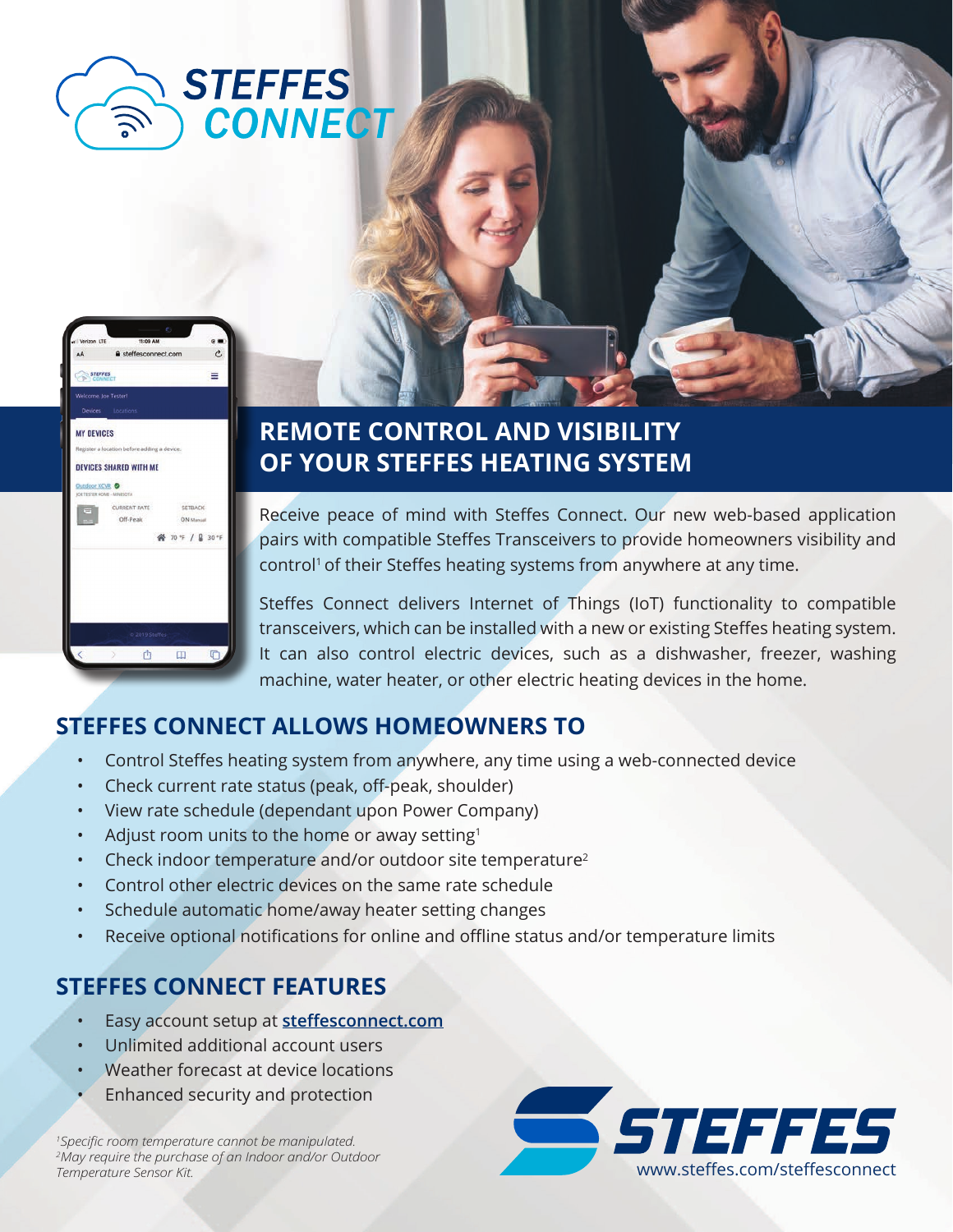# STEFFES CONNECT

## REMOTE CONTROL AND VISIBILITY OF YOUR STEFFES HEATING SYSTEM

Receive peace of mind with Steffes Connect. Our new web-based application pairs with compatible Steffes Transceivers to provide homeowners visibility and control[1] of their Steffes heating systems from anywhere at any time.

Steffes Connect delivers Internet of Things (IoT) functionality to compatible transceivers, which can be installed with a new or existing Steffes heating system. It can also control electric devices, such as a dishwasher, freezer, washing machine, water heater, or other electric heating devices in the home.

## STEFFES CONNECT ALLOWS HOMEOWNERS TO

- Control Steffes heating system from anywhere, any time using a web-connected device
- Check current rate status (peak, off-peak, shoulder)
- View rate schedule (dependant upon Power Company)
- Adjust room units to the home or away setting[1]
- Check indoor temperature and/or outdoor site temperature[2]
- Control other electric devices on the same rate schedule
- Schedule automatic home/away heater setting changes
- Receive optional notifications for online and offline status and/or temperature limits

## STEFFES CONNECT FEATURES

- Easy account setup at **steffesconnect.com**
- Unlimited additional account users
- Weather forecast at device locations
- Enhanced security and protection

*[1]Specific room temperature cannot be manipulated.*
*[2]May require the purchase of an Indoor and/or Outdoor Temperature Sensor Kit.*

**STEFFES**
www.steffes.com/steffesconnect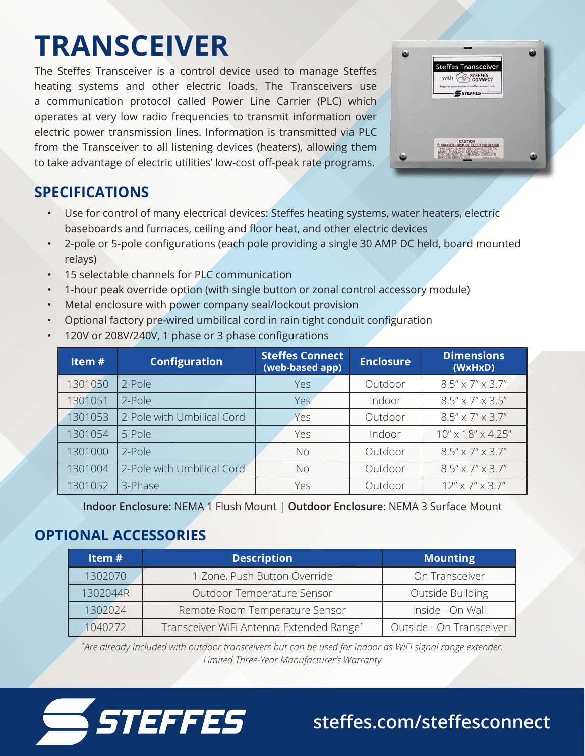# TRANSCEIVER

The Steffes Transceiver is a control device used to manage Steffes heating systems and other electric loads. The Transceivers use a communication protocol called Power Line Carrier (PLC) which operates at very low radio frequencies to transmit information over electric power transmission lines. Information is transmitted via PLC from the Transceiver to all listening devices (heaters), allowing them to take advantage of electric utilities' low-cost off-peak rate programs.

## SPECIFICATIONS

- Use for control of many electrical devices: Steffes heating systems, water heaters, electric baseboards and furnaces, ceiling and floor heat, and other electric devices
- 2-pole or 5-pole configurations (each pole providing a single 30 AMP DC held, board mounted relays)
- 15 selectable channels for PLC communication
- 1-hour peak override option (with single button or zonal control accessory module)
- Metal enclosure with power company seal/lockout provision
- Optional factory pre-wired umbilical cord in rain tight conduit configuration
- 120V or 208V/240V, 1 phase or 3 phase configurations

| Item # | Configuration | Steffes Connect (web-based app) | Enclosure | Dimensions (WxHxD) |
|---|---|---|---|---|
| 1301050 | 2-Pole | Yes | Outdoor | 8.5" x 7" x 3.7" |
| 1301051 | 2-Pole | Yes | Indoor | 8.5" x 7" x 3.5" |
| 1301053 | 2-Pole with Umbilical Cord | Yes | Outdoor | 8.5" x 7" x 3.7" |
| 1301054 | 5-Pole | Yes | Indoor | 10" x 18" x 4.25" |
| 1301000 | 2-Pole | No | Outdoor | 8.5" x 7" x 3.7" |
| 1301004 | 2-Pole with Umbilical Cord | No | Outdoor | 8.5" x 7" x 3.7" |
| 1301052 | 3-Phase | Yes | Outdoor | 12" x 7" x 3.7" |

**Indoor Enclosure**: NEMA 1 Flush Mount | **Outdoor Enclosure**: NEMA 3 Surface Mount

## OPTIONAL ACCESSORIES

| Item # | Description | Mounting |
|---|---|---|
| 1302070 | 1-Zone, Push Button Override | On Transceiver |
| 1302044R | Outdoor Temperature Sensor | Outside Building |
| 1302024 | Remote Room Temperature Sensor | Inside - On Wall |
| 1040272 | Transceiver WiFi Antenna Extended Range* | Outside - On Transceiver |

*\*Are already included with outdoor transceivers but can be used for indoor as WiFi signal range extender.*
*Limited Three-Year Manufacturer's Warranty*

**STEFFES**

**steffes.com/steffesconnect**